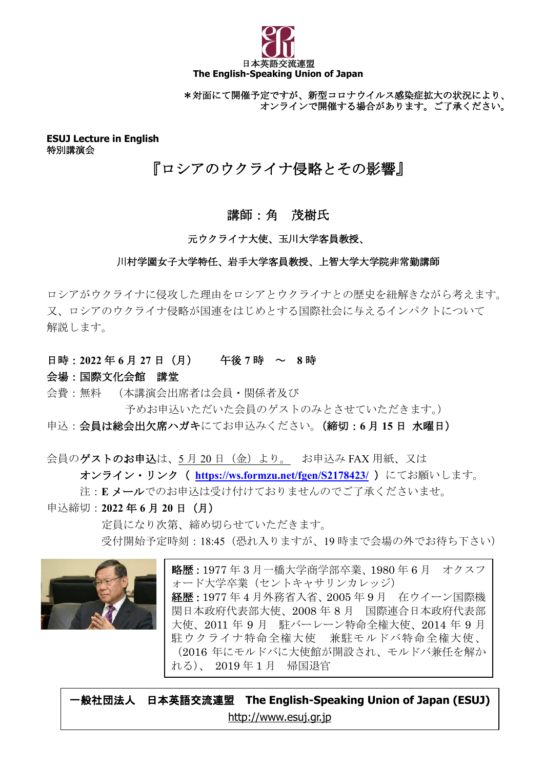日本英語交流連盟
**The English-Speaking Union of Japan**

＊対面にて開催予定ですが、新型コロナウイルス感染症拡大の状況により、
オンラインで開催する場合があります。ご了承ください。

**ESUJ Lecture in English**
**特別講演会**

# 『ロシアのウクライナ侵略とその影響』

## 講師：角　茂樹氏

元ウクライナ大使、玉川大学客員教授、

川村学園女子大学特任、岩手大学客員教授、上智大学大学院非常勤講師

ロシアがウクライナに侵攻した理由をロシアとウクライナとの歴史を紐解きながら考えます。
又、ロシアのウクライナ侵略が国連をはじめとする国際社会に与えるインパクトについて
解説します。

**日時：2022 年 6 月 27 日（月）　　午後 7 時　～　8 時**
**会場：国際文化会館　講堂**
会費：無料　（本講演会出席者は会員・関係者及び
　　　　　　予めお申込いただいた会員のゲストのみとさせていただきます。）
申込：**会員は総会出欠席ハガキ**にてお申込みください。**（締切：6 月 15 日 水曜日）**

会員の**ゲストのお申込**は、5 月 20 日（金）より。　お申込み FAX 用紙、又は
　**オンライン・リンク（ https://ws.formzu.net/fgen/S2178423/ ）**にてお願いします。
　注：**E メール**でのお申込は受け付けておりませんのでご了承くださいませ。
申込締切：**2022 年 6 月 20 日（月）**
　定員になり次第、締め切らせていただきます。
　受付開始予定時刻：18:45（恐れ入りますが、19 時まで会場の外でお待ち下さい）

**略歴**：1977 年 3 月一橋大学商学部卒業、1980 年 6 月　オックスフォード大学卒業（セントキャサリンカレッジ）
**経歴**：1977 年 4 月外務省入省、2005 年 9 月　在ウイーン国際機関日本政府代表部大使、2008 年 8 月　国際連合日本政府代表部大使、2011 年 9 月　駐バーレーン特命全権大使、2014 年 9 月　駐ウクライナ特命全権大使　兼駐モルドバ特命全権大使、（2016 年にモルドバに大使館が開設され、モルドバ兼任を解かれる）、 2019 年 1 月　帰国退官

**一般社団法人　日本英語交流連盟　The English-Speaking Union of Japan (ESUJ)**
http://www.esuj.gr.jp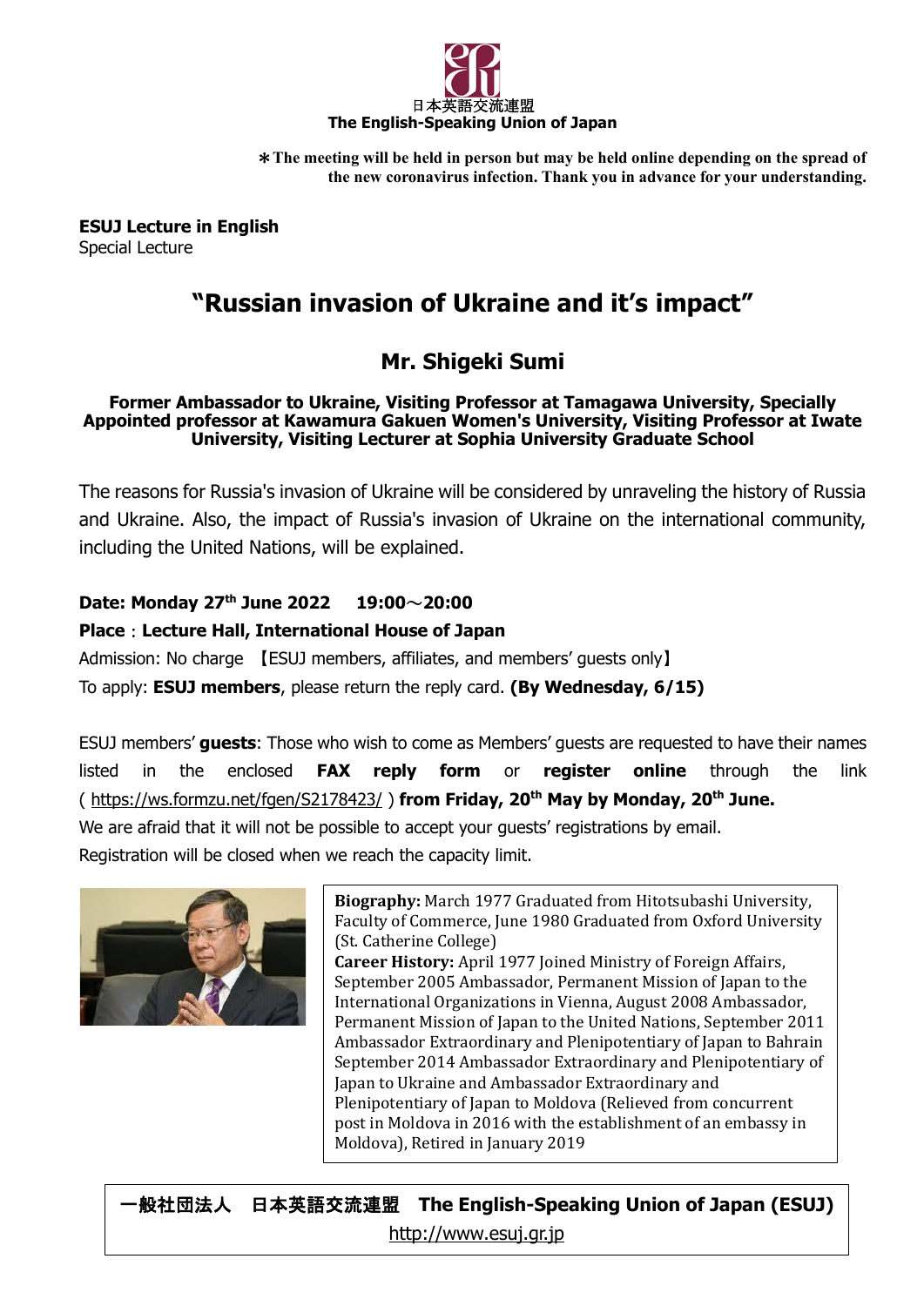日本英語交流連盟
**The English-Speaking Union of Japan**

**＊The meeting will be held in person but may be held online depending on the spread of the new coronavirus infection. Thank you in advance for your understanding.**

**ESUJ Lecture in English**
Special Lecture

# "Russian invasion of Ukraine and it's impact"

## Mr. Shigeki Sumi

**Former Ambassador to Ukraine, Visiting Professor at Tamagawa University, Specially Appointed professor at Kawamura Gakuen Women's University, Visiting Professor at Iwate University, Visiting Lecturer at Sophia University Graduate School**

The reasons for Russia's invasion of Ukraine will be considered by unraveling the history of Russia and Ukraine. Also, the impact of Russia's invasion of Ukraine on the international community, including the United Nations, will be explained.

**Date: Monday 27th June 2022　19:00～20:00**
**Place**：**Lecture Hall, International House of Japan**
Admission: No charge 【ESUJ members, affiliates, and members' guests only】
To apply: **ESUJ members**, please return the reply card. **(By Wednesday, 6/15)**

ESUJ members' **guests**: Those who wish to come as Members' guests are requested to have their names listed in the enclosed **FAX reply form** or **register online** through the link ( https://ws.formzu.net/fgen/S2178423/ ) **from Friday, 20th May by Monday, 20th June.**
We are afraid that it will not be possible to accept your guests' registrations by email.
Registration will be closed when we reach the capacity limit.

**Biography:** March 1977 Graduated from Hitotsubashi University, Faculty of Commerce, June 1980 Graduated from Oxford University (St. Catherine College)
**Career History:** April 1977 Joined Ministry of Foreign Affairs, September 2005 Ambassador, Permanent Mission of Japan to the International Organizations in Vienna, August 2008 Ambassador, Permanent Mission of Japan to the United Nations, September 2011 Ambassador Extraordinary and Plenipotentiary of Japan to Bahrain September 2014 Ambassador Extraordinary and Plenipotentiary of Japan to Ukraine and Ambassador Extraordinary and Plenipotentiary of Japan to Moldova (Relieved from concurrent post in Moldova in 2016 with the establishment of an embassy in Moldova), Retired in January 2019

**一般社団法人　日本英語交流連盟　The English-Speaking Union of Japan (ESUJ)**
http://www.esuj.gr.jp